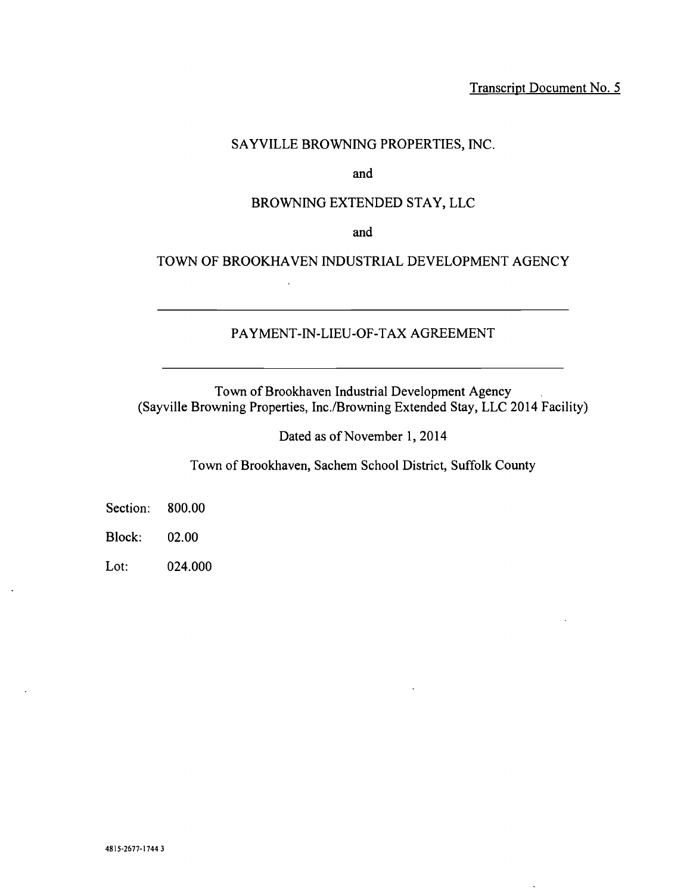Transcript Document No. 5

SAYVILLE BROWNING PROPERTIES, INC.

and

BROWNING EXTENDED STAY, LLC

and

TOWN OF BROOKHAVEN INDUSTRIAL DEVELOPMENT AGENCY

---

# PAYMENT-IN-LIEU-OF-TAX AGREEMENT

---

Town of Brookhaven Industrial Development Agency
(Sayville Browning Properties, Inc./Browning Extended Stay, LLC 2014 Facility)

Dated as of November 1, 2014

Town of Brookhaven, Sachem School District, Suffolk County

Section: 800.00

Block: 02.00

Lot: 024.000

4815-2677-1744 3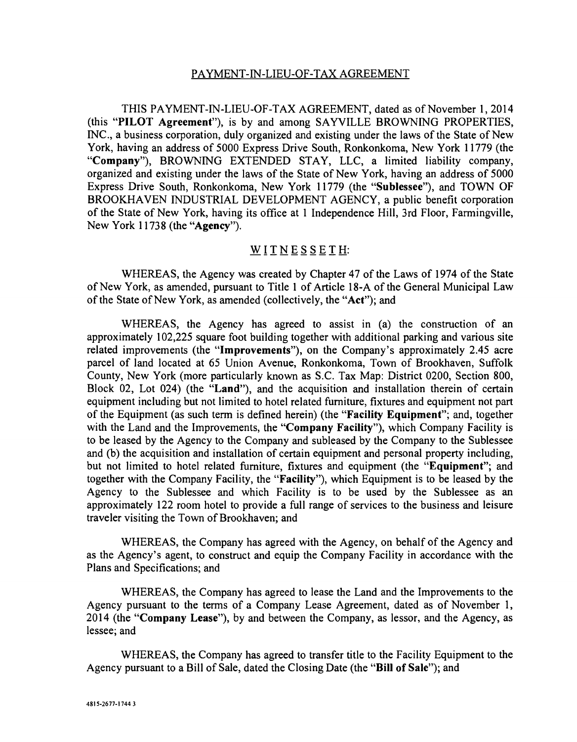## PAYMENT-IN-LIEU-OF-TAX AGREEMENT

THIS PAYMENT-IN-LIEU-OF-TAX AGREEMENT, dated as of November 1, 2014 (this "**PILOT Agreement**"), is by and among SAYVILLE BROWNING PROPERTIES, INC., a business corporation, duly organized and existing under the laws of the State of New York, having an address of 5000 Express Drive South, Ronkonkoma, New York 11779 (the "**Company**"), BROWNING EXTENDED STAY, LLC, a limited liability company, organized and existing under the laws of the State of New York, having an address of 5000 Express Drive South, Ronkonkoma, New York 11779 (the "**Sublessee**"), and TOWN OF BROOKHAVEN INDUSTRIAL DEVELOPMENT AGENCY, a public benefit corporation of the State of New York, having its office at 1 Independence Hill, 3rd Floor, Farmingville, New York 11738 (the "**Agency**").

W I T N E S S E T H:

WHEREAS, the Agency was created by Chapter 47 of the Laws of 1974 of the State of New York, as amended, pursuant to Title 1 of Article 18-A of the General Municipal Law of the State of New York, as amended (collectively, the "**Act**"); and

WHEREAS, the Agency has agreed to assist in (a) the construction of an approximately 102,225 square foot building together with additional parking and various site related improvements (the "**Improvements**"), on the Company's approximately 2.45 acre parcel of land located at 65 Union Avenue, Ronkonkoma, Town of Brookhaven, Suffolk County, New York (more particularly known as S.C. Tax Map: District 0200, Section 800, Block 02, Lot 024) (the "**Land**"), and the acquisition and installation therein of certain equipment including but not limited to hotel related furniture, fixtures and equipment not part of the Equipment (as such term is defined herein) (the "**Facility Equipment**"; and, together with the Land and the Improvements, the "**Company Facility**"), which Company Facility is to be leased by the Agency to the Company and subleased by the Company to the Sublessee and (b) the acquisition and installation of certain equipment and personal property including, but not limited to hotel related furniture, fixtures and equipment (the "**Equipment**"; and together with the Company Facility, the "**Facility**"), which Equipment is to be leased by the Agency to the Sublessee and which Facility is to be used by the Sublessee as an approximately 122 room hotel to provide a full range of services to the business and leisure traveler visiting the Town of Brookhaven; and

WHEREAS, the Company has agreed with the Agency, on behalf of the Agency and as the Agency's agent, to construct and equip the Company Facility in accordance with the Plans and Specifications; and

WHEREAS, the Company has agreed to lease the Land and the Improvements to the Agency pursuant to the terms of a Company Lease Agreement, dated as of November 1, 2014 (the "**Company Lease**"), by and between the Company, as lessor, and the Agency, as lessee; and

WHEREAS, the Company has agreed to transfer title to the Facility Equipment to the Agency pursuant to a Bill of Sale, dated the Closing Date (the "**Bill of Sale**"); and

4815-2677-1744 3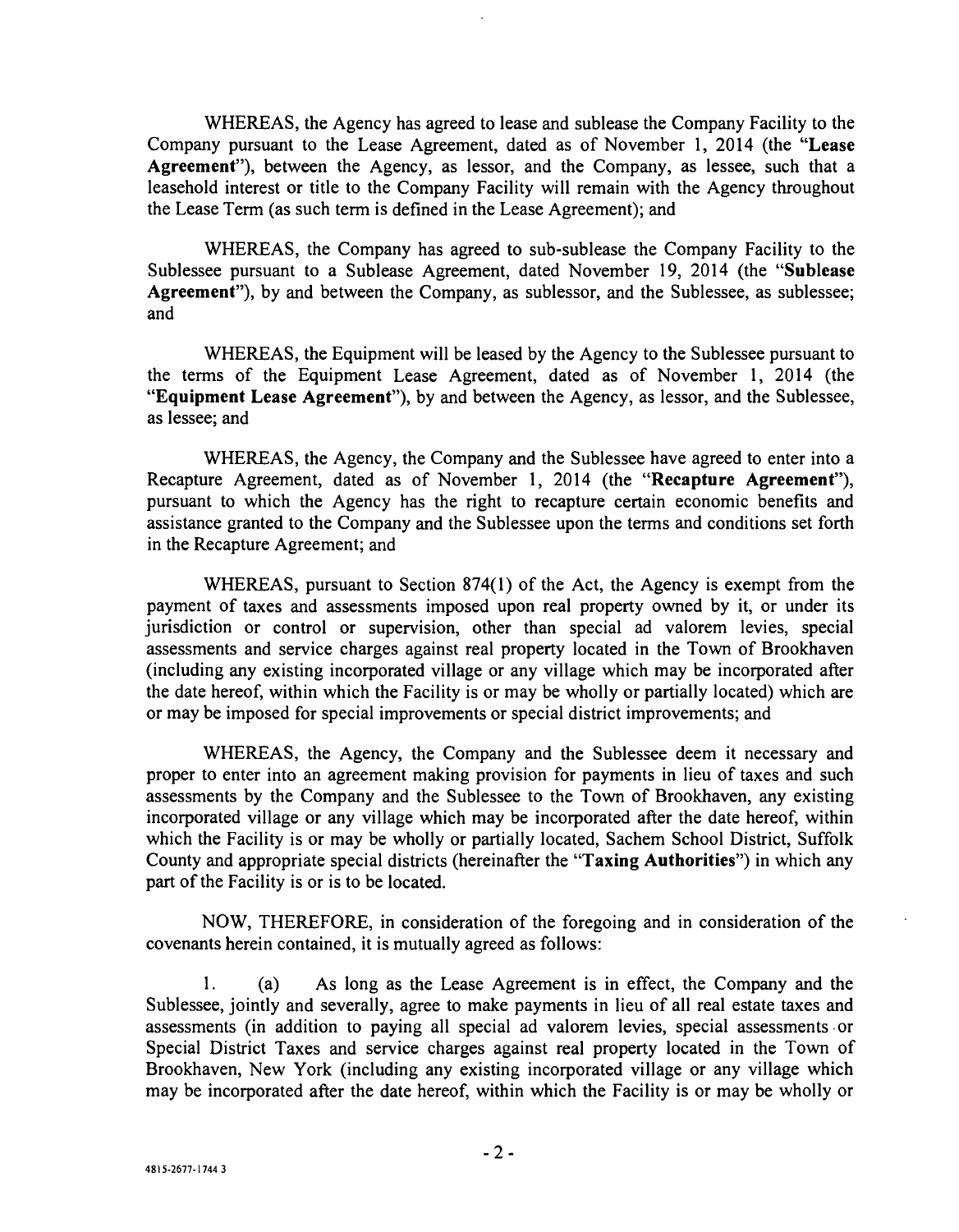WHEREAS, the Agency has agreed to lease and sublease the Company Facility to the Company pursuant to the Lease Agreement, dated as of November 1, 2014 (the "**Lease Agreement**"), between the Agency, as lessor, and the Company, as lessee, such that a leasehold interest or title to the Company Facility will remain with the Agency throughout the Lease Term (as such term is defined in the Lease Agreement); and

WHEREAS, the Company has agreed to sub-sublease the Company Facility to the Sublessee pursuant to a Sublease Agreement, dated November 19, 2014 (the "**Sublease Agreement**"), by and between the Company, as sublessor, and the Sublessee, as sublessee; and

WHEREAS, the Equipment will be leased by the Agency to the Sublessee pursuant to the terms of the Equipment Lease Agreement, dated as of November 1, 2014 (the "**Equipment Lease Agreement**"), by and between the Agency, as lessor, and the Sublessee, as lessee; and

WHEREAS, the Agency, the Company and the Sublessee have agreed to enter into a Recapture Agreement, dated as of November 1, 2014 (the "**Recapture Agreement**"), pursuant to which the Agency has the right to recapture certain economic benefits and assistance granted to the Company and the Sublessee upon the terms and conditions set forth in the Recapture Agreement; and

WHEREAS, pursuant to Section 874(1) of the Act, the Agency is exempt from the payment of taxes and assessments imposed upon real property owned by it, or under its jurisdiction or control or supervision, other than special ad valorem levies, special assessments and service charges against real property located in the Town of Brookhaven (including any existing incorporated village or any village which may be incorporated after the date hereof, within which the Facility is or may be wholly or partially located) which are or may be imposed for special improvements or special district improvements; and

WHEREAS, the Agency, the Company and the Sublessee deem it necessary and proper to enter into an agreement making provision for payments in lieu of taxes and such assessments by the Company and the Sublessee to the Town of Brookhaven, any existing incorporated village or any village which may be incorporated after the date hereof, within which the Facility is or may be wholly or partially located, Sachem School District, Suffolk County and appropriate special districts (hereinafter the "**Taxing Authorities**") in which any part of the Facility is or is to be located.

NOW, THEREFORE, in consideration of the foregoing and in consideration of the covenants herein contained, it is mutually agreed as follows:

1. (a) As long as the Lease Agreement is in effect, the Company and the Sublessee, jointly and severally, agree to make payments in lieu of all real estate taxes and assessments (in addition to paying all special ad valorem levies, special assessments or Special District Taxes and service charges against real property located in the Town of Brookhaven, New York (including any existing incorporated village or any village which may be incorporated after the date hereof, within which the Facility is or may be wholly or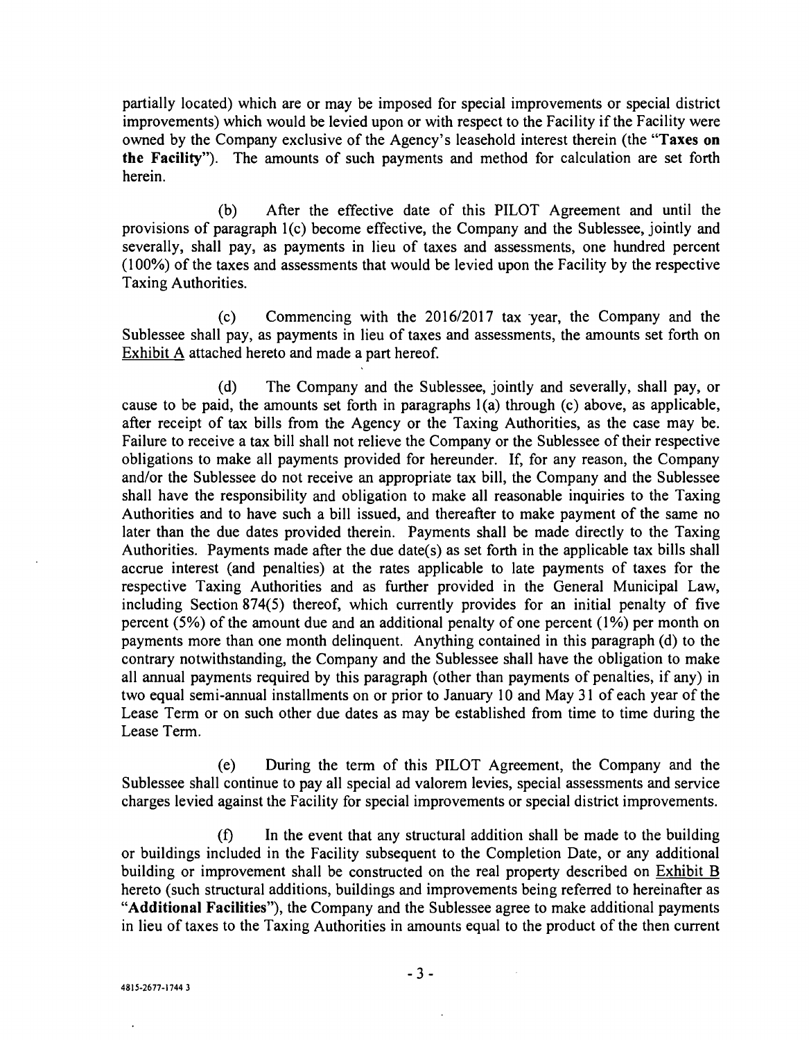partially located) which are or may be imposed for special improvements or special district improvements) which would be levied upon or with respect to the Facility if the Facility were owned by the Company exclusive of the Agency's leasehold interest therein (the "**Taxes on the Facility**"). The amounts of such payments and method for calculation are set forth herein.

(b) After the effective date of this PILOT Agreement and until the provisions of paragraph 1(c) become effective, the Company and the Sublessee, jointly and severally, shall pay, as payments in lieu of taxes and assessments, one hundred percent (100%) of the taxes and assessments that would be levied upon the Facility by the respective Taxing Authorities.

(c) Commencing with the 2016/2017 tax year, the Company and the Sublessee shall pay, as payments in lieu of taxes and assessments, the amounts set forth on Exhibit A attached hereto and made a part hereof.

(d) The Company and the Sublessee, jointly and severally, shall pay, or cause to be paid, the amounts set forth in paragraphs 1(a) through (c) above, as applicable, after receipt of tax bills from the Agency or the Taxing Authorities, as the case may be. Failure to receive a tax bill shall not relieve the Company or the Sublessee of their respective obligations to make all payments provided for hereunder. If, for any reason, the Company and/or the Sublessee do not receive an appropriate tax bill, the Company and the Sublessee shall have the responsibility and obligation to make all reasonable inquiries to the Taxing Authorities and to have such a bill issued, and thereafter to make payment of the same no later than the due dates provided therein. Payments shall be made directly to the Taxing Authorities. Payments made after the due date(s) as set forth in the applicable tax bills shall accrue interest (and penalties) at the rates applicable to late payments of taxes for the respective Taxing Authorities and as further provided in the General Municipal Law, including Section 874(5) thereof, which currently provides for an initial penalty of five percent (5%) of the amount due and an additional penalty of one percent (1%) per month on payments more than one month delinquent. Anything contained in this paragraph (d) to the contrary notwithstanding, the Company and the Sublessee shall have the obligation to make all annual payments required by this paragraph (other than payments of penalties, if any) in two equal semi-annual installments on or prior to January 10 and May 31 of each year of the Lease Term or on such other due dates as may be established from time to time during the Lease Term.

(e) During the term of this PILOT Agreement, the Company and the Sublessee shall continue to pay all special ad valorem levies, special assessments and service charges levied against the Facility for special improvements or special district improvements.

(f) In the event that any structural addition shall be made to the building or buildings included in the Facility subsequent to the Completion Date, or any additional building or improvement shall be constructed on the real property described on Exhibit B hereto (such structural additions, buildings and improvements being referred to hereinafter as "**Additional Facilities**"), the Company and the Sublessee agree to make additional payments in lieu of taxes to the Taxing Authorities in amounts equal to the product of the then current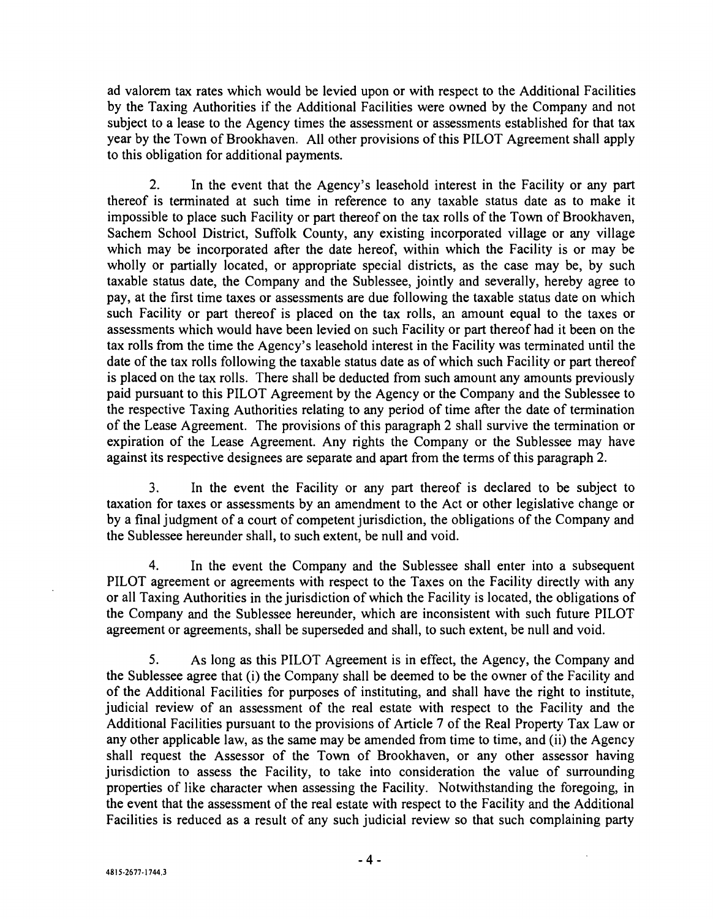ad valorem tax rates which would be levied upon or with respect to the Additional Facilities by the Taxing Authorities if the Additional Facilities were owned by the Company and not subject to a lease to the Agency times the assessment or assessments established for that tax year by the Town of Brookhaven. All other provisions of this PILOT Agreement shall apply to this obligation for additional payments.

2. In the event that the Agency's leasehold interest in the Facility or any part thereof is terminated at such time in reference to any taxable status date as to make it impossible to place such Facility or part thereof on the tax rolls of the Town of Brookhaven, Sachem School District, Suffolk County, any existing incorporated village or any village which may be incorporated after the date hereof, within which the Facility is or may be wholly or partially located, or appropriate special districts, as the case may be, by such taxable status date, the Company and the Sublessee, jointly and severally, hereby agree to pay, at the first time taxes or assessments are due following the taxable status date on which such Facility or part thereof is placed on the tax rolls, an amount equal to the taxes or assessments which would have been levied on such Facility or part thereof had it been on the tax rolls from the time the Agency's leasehold interest in the Facility was terminated until the date of the tax rolls following the taxable status date as of which such Facility or part thereof is placed on the tax rolls. There shall be deducted from such amount any amounts previously paid pursuant to this PILOT Agreement by the Agency or the Company and the Sublessee to the respective Taxing Authorities relating to any period of time after the date of termination of the Lease Agreement. The provisions of this paragraph 2 shall survive the termination or expiration of the Lease Agreement. Any rights the Company or the Sublessee may have against its respective designees are separate and apart from the terms of this paragraph 2.

3. In the event the Facility or any part thereof is declared to be subject to taxation for taxes or assessments by an amendment to the Act or other legislative change or by a final judgment of a court of competent jurisdiction, the obligations of the Company and the Sublessee hereunder shall, to such extent, be null and void.

4. In the event the Company and the Sublessee shall enter into a subsequent PILOT agreement or agreements with respect to the Taxes on the Facility directly with any or all Taxing Authorities in the jurisdiction of which the Facility is located, the obligations of the Company and the Sublessee hereunder, which are inconsistent with such future PILOT agreement or agreements, shall be superseded and shall, to such extent, be null and void.

5. As long as this PILOT Agreement is in effect, the Agency, the Company and the Sublessee agree that (i) the Company shall be deemed to be the owner of the Facility and of the Additional Facilities for purposes of instituting, and shall have the right to institute, judicial review of an assessment of the real estate with respect to the Facility and the Additional Facilities pursuant to the provisions of Article 7 of the Real Property Tax Law or any other applicable law, as the same may be amended from time to time, and (ii) the Agency shall request the Assessor of the Town of Brookhaven, or any other assessor having jurisdiction to assess the Facility, to take into consideration the value of surrounding properties of like character when assessing the Facility. Notwithstanding the foregoing, in the event that the assessment of the real estate with respect to the Facility and the Additional Facilities is reduced as a result of any such judicial review so that such complaining party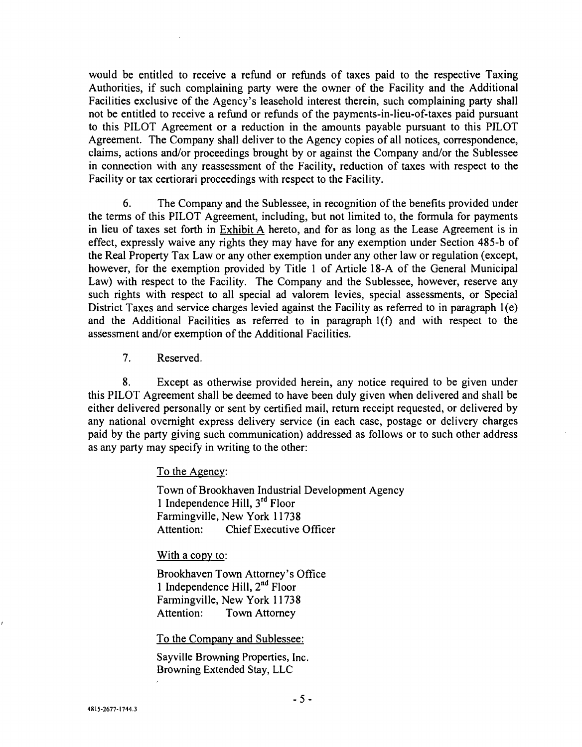would be entitled to receive a refund or refunds of taxes paid to the respective Taxing Authorities, if such complaining party were the owner of the Facility and the Additional Facilities exclusive of the Agency's leasehold interest therein, such complaining party shall not be entitled to receive a refund or refunds of the payments-in-lieu-of-taxes paid pursuant to this PILOT Agreement or a reduction in the amounts payable pursuant to this PILOT Agreement. The Company shall deliver to the Agency copies of all notices, correspondence, claims, actions and/or proceedings brought by or against the Company and/or the Sublessee in connection with any reassessment of the Facility, reduction of taxes with respect to the Facility or tax certiorari proceedings with respect to the Facility.

6. The Company and the Sublessee, in recognition of the benefits provided under the terms of this PILOT Agreement, including, but not limited to, the formula for payments in lieu of taxes set forth in Exhibit A hereto, and for as long as the Lease Agreement is in effect, expressly waive any rights they may have for any exemption under Section 485-b of the Real Property Tax Law or any other exemption under any other law or regulation (except, however, for the exemption provided by Title 1 of Article 18-A of the General Municipal Law) with respect to the Facility. The Company and the Sublessee, however, reserve any such rights with respect to all special ad valorem levies, special assessments, or Special District Taxes and service charges levied against the Facility as referred to in paragraph 1(e) and the Additional Facilities as referred to in paragraph 1(f) and with respect to the assessment and/or exemption of the Additional Facilities.

7. Reserved.

8. Except as otherwise provided herein, any notice required to be given under this PILOT Agreement shall be deemed to have been duly given when delivered and shall be either delivered personally or sent by certified mail, return receipt requested, or delivered by any national overnight express delivery service (in each case, postage or delivery charges paid by the party giving such communication) addressed as follows or to such other address as any party may specify in writing to the other:

To the Agency:

Town of Brookhaven Industrial Development Agency
1 Independence Hill, 3rd Floor
Farmingville, New York 11738
Attention: Chief Executive Officer

With a copy to:

Brookhaven Town Attorney's Office
1 Independence Hill, 2nd Floor
Farmingville, New York 11738
Attention: Town Attorney

To the Company and Sublessee:

Sayville Browning Properties, Inc.
Browning Extended Stay, LLC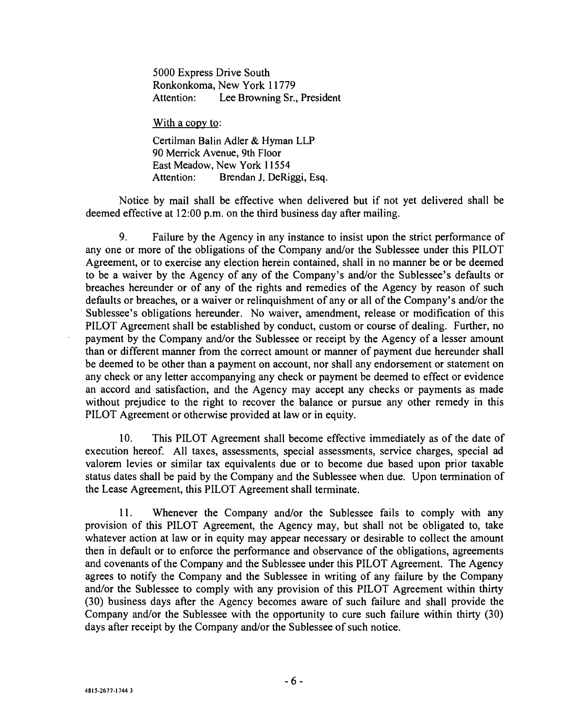5000 Express Drive South
Ronkonkoma, New York 11779
Attention: Lee Browning Sr., President

With a copy to:

Certilman Balin Adler & Hyman LLP
90 Merrick Avenue, 9th Floor
East Meadow, New York 11554
Attention: Brendan J. DeRiggi, Esq.

Notice by mail shall be effective when delivered but if not yet delivered shall be deemed effective at 12:00 p.m. on the third business day after mailing.

9. Failure by the Agency in any instance to insist upon the strict performance of any one or more of the obligations of the Company and/or the Sublessee under this PILOT Agreement, or to exercise any election herein contained, shall in no manner be or be deemed to be a waiver by the Agency of any of the Company's and/or the Sublessee's defaults or breaches hereunder or of any of the rights and remedies of the Agency by reason of such defaults or breaches, or a waiver or relinquishment of any or all of the Company's and/or the Sublessee's obligations hereunder. No waiver, amendment, release or modification of this PILOT Agreement shall be established by conduct, custom or course of dealing. Further, no payment by the Company and/or the Sublessee or receipt by the Agency of a lesser amount than or different manner from the correct amount or manner of payment due hereunder shall be deemed to be other than a payment on account, nor shall any endorsement or statement on any check or any letter accompanying any check or payment be deemed to effect or evidence an accord and satisfaction, and the Agency may accept any checks or payments as made without prejudice to the right to recover the balance or pursue any other remedy in this PILOT Agreement or otherwise provided at law or in equity.

10. This PILOT Agreement shall become effective immediately as of the date of execution hereof. All taxes, assessments, special assessments, service charges, special ad valorem levies or similar tax equivalents due or to become due based upon prior taxable status dates shall be paid by the Company and the Sublessee when due. Upon termination of the Lease Agreement, this PILOT Agreement shall terminate.

11. Whenever the Company and/or the Sublessee fails to comply with any provision of this PILOT Agreement, the Agency may, but shall not be obligated to, take whatever action at law or in equity may appear necessary or desirable to collect the amount then in default or to enforce the performance and observance of the obligations, agreements and covenants of the Company and the Sublessee under this PILOT Agreement. The Agency agrees to notify the Company and the Sublessee in writing of any failure by the Company and/or the Sublessee to comply with any provision of this PILOT Agreement within thirty (30) business days after the Agency becomes aware of such failure and shall provide the Company and/or the Sublessee with the opportunity to cure such failure within thirty (30) days after receipt by the Company and/or the Sublessee of such notice.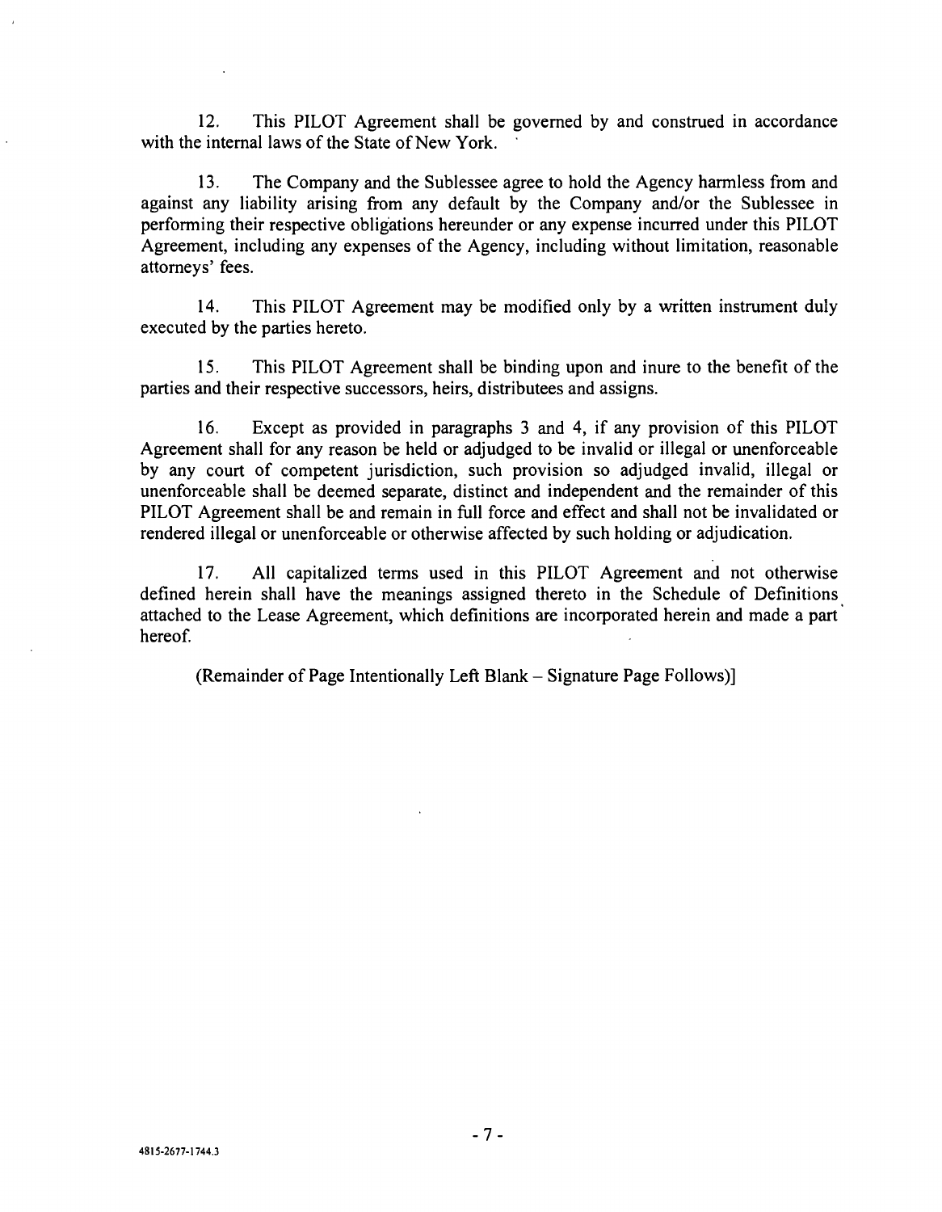12. This PILOT Agreement shall be governed by and construed in accordance with the internal laws of the State of New York.

13. The Company and the Sublessee agree to hold the Agency harmless from and against any liability arising from any default by the Company and/or the Sublessee in performing their respective obligations hereunder or any expense incurred under this PILOT Agreement, including any expenses of the Agency, including without limitation, reasonable attorneys' fees.

14. This PILOT Agreement may be modified only by a written instrument duly executed by the parties hereto.

15. This PILOT Agreement shall be binding upon and inure to the benefit of the parties and their respective successors, heirs, distributees and assigns.

16. Except as provided in paragraphs 3 and 4, if any provision of this PILOT Agreement shall for any reason be held or adjudged to be invalid or illegal or unenforceable by any court of competent jurisdiction, such provision so adjudged invalid, illegal or unenforceable shall be deemed separate, distinct and independent and the remainder of this PILOT Agreement shall be and remain in full force and effect and shall not be invalidated or rendered illegal or unenforceable or otherwise affected by such holding or adjudication.

17. All capitalized terms used in this PILOT Agreement and not otherwise defined herein shall have the meanings assigned thereto in the Schedule of Definitions attached to the Lease Agreement, which definitions are incorporated herein and made a part hereof.

(Remainder of Page Intentionally Left Blank – Signature Page Follows)]

4815-2677-1744.3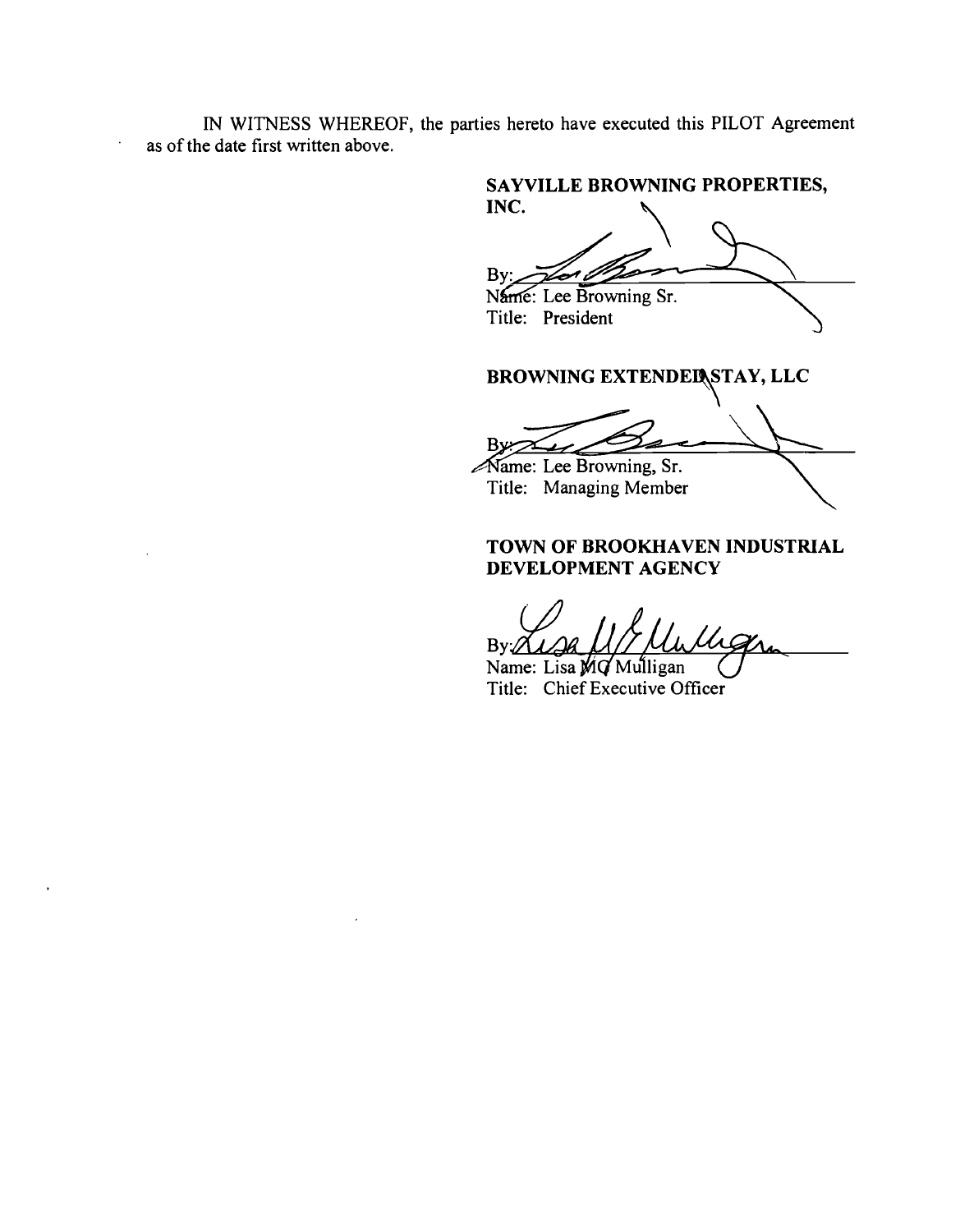IN WITNESS WHEREOF, the parties hereto have executed this PILOT Agreement as of the date first written above.

**SAYVILLE BROWNING PROPERTIES, INC.**

By: ______________________
Name: Lee Browning Sr.
Title: President

**BROWNING EXTENDED STAY, LLC**

By: ______________________
Name: Lee Browning, Sr.
Title: Managing Member

**TOWN OF BROOKHAVEN INDUSTRIAL DEVELOPMENT AGENCY**

By: ______________________
Name: Lisa MG Mulligan
Title: Chief Executive Officer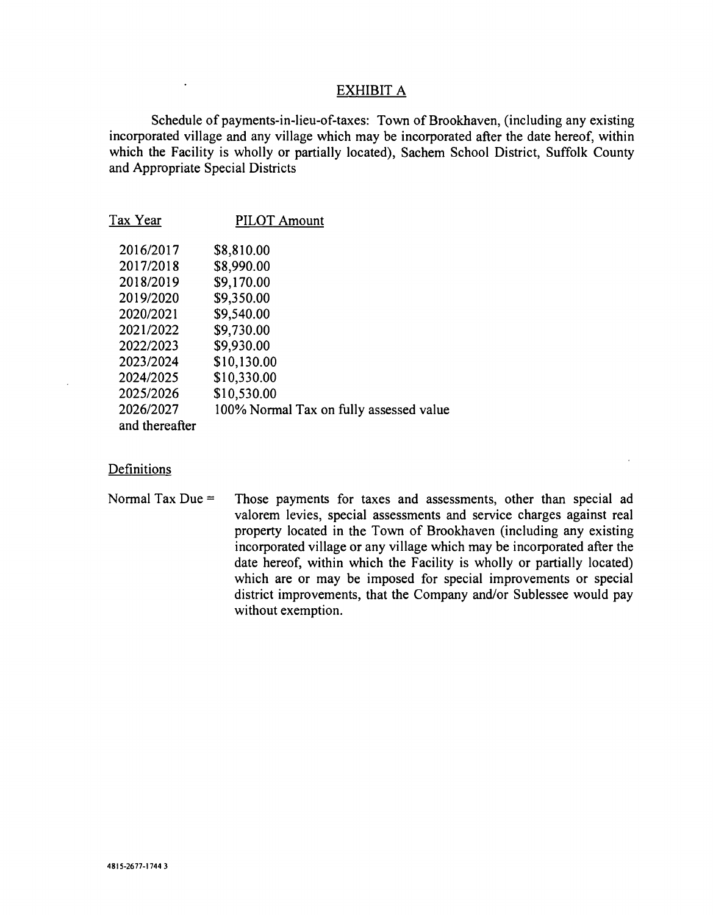## EXHIBIT A

Schedule of payments-in-lieu-of-taxes: Town of Brookhaven, (including any existing incorporated village and any village which may be incorporated after the date hereof, within which the Facility is wholly or partially located), Sachem School District, Suffolk County and Appropriate Special Districts

| Tax Year | PILOT Amount |
|---|---|
| 2016/2017 | $8,810.00 |
| 2017/2018 | $8,990.00 |
| 2018/2019 | $9,170.00 |
| 2019/2020 | $9,350.00 |
| 2020/2021 | $9,540.00 |
| 2021/2022 | $9,730.00 |
| 2022/2023 | $9,930.00 |
| 2023/2024 | $10,130.00 |
| 2024/2025 | $10,330.00 |
| 2025/2026 | $10,530.00 |
| 2026/2027 and thereafter | 100% Normal Tax on fully assessed value |

### Definitions

Normal Tax Due = Those payments for taxes and assessments, other than special ad valorem levies, special assessments and service charges against real property located in the Town of Brookhaven (including any existing incorporated village or any village which may be incorporated after the date hereof, within which the Facility is wholly or partially located) which are or may be imposed for special improvements or special district improvements, that the Company and/or Sublessee would pay without exemption.

4815-2677-1744 3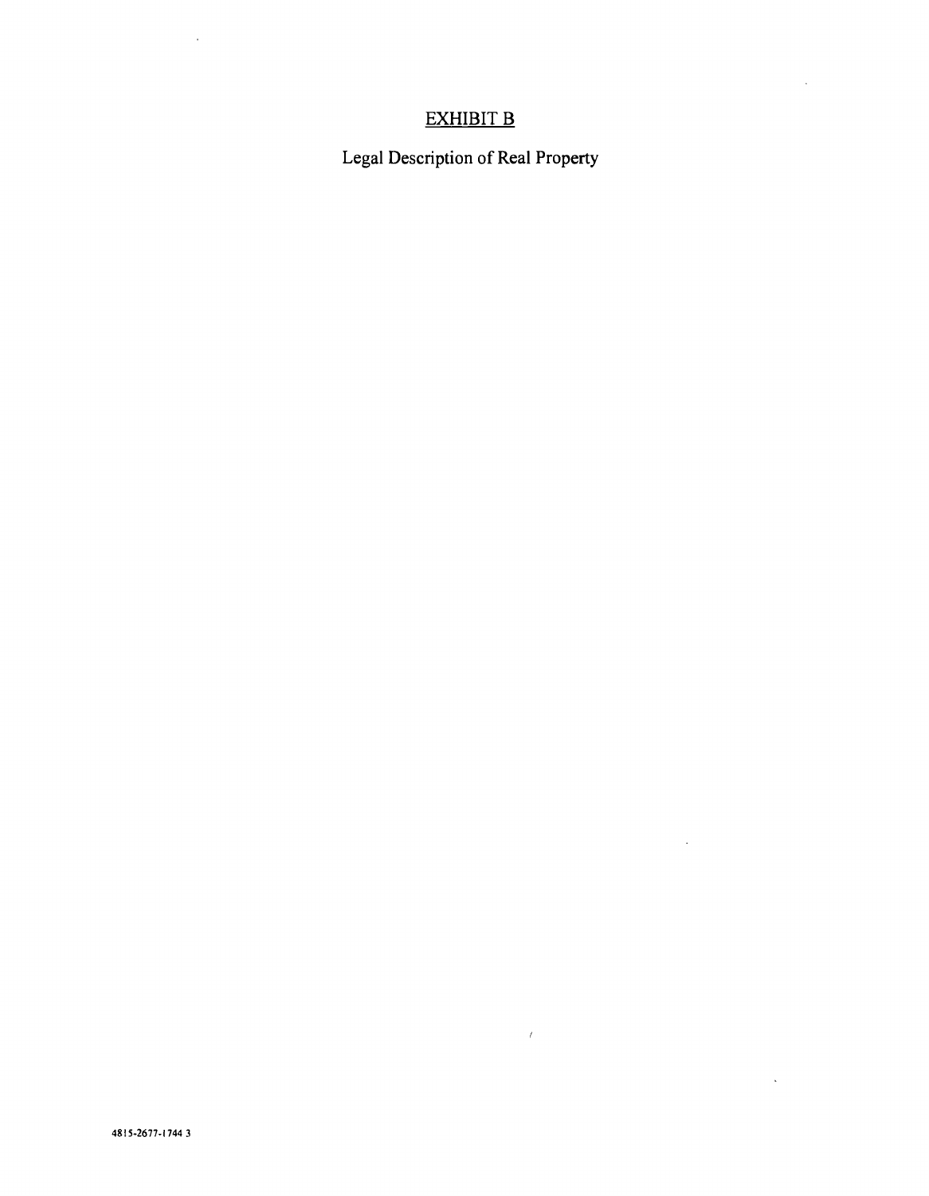# EXHIBIT B

Legal Description of Real Property

4815-2677-1744 3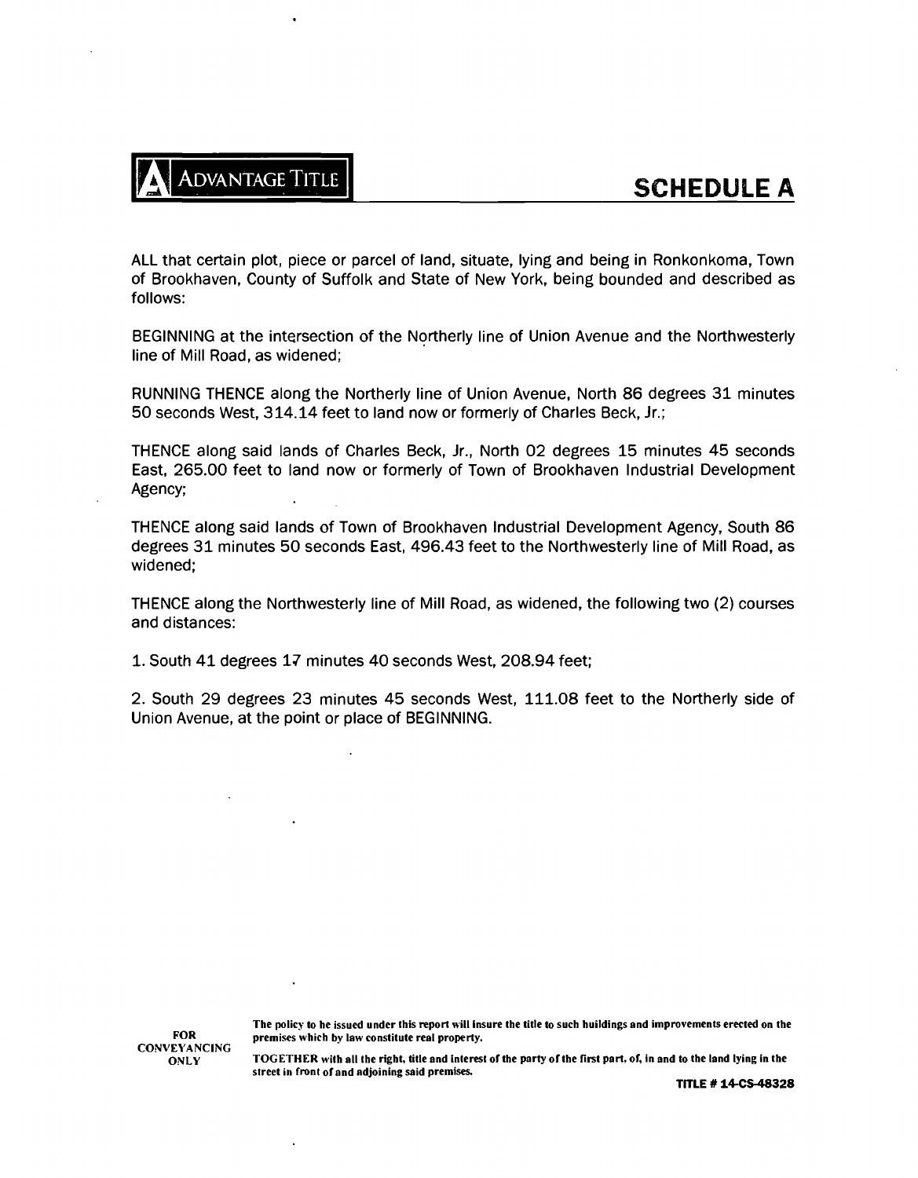ADVANTAGE TITLE

# SCHEDULE A

ALL that certain plot, piece or parcel of land, situate, lying and being in Ronkonkoma, Town of Brookhaven, County of Suffolk and State of New York, being bounded and described as follows:

BEGINNING at the intersection of the Northerly line of Union Avenue and the Northwesterly line of Mill Road, as widened;

RUNNING THENCE along the Northerly line of Union Avenue, North 86 degrees 31 minutes 50 seconds West, 314.14 feet to land now or formerly of Charles Beck, Jr.;

THENCE along said lands of Charles Beck, Jr., North 02 degrees 15 minutes 45 seconds East, 265.00 feet to land now or formerly of Town of Brookhaven Industrial Development Agency;

THENCE along said lands of Town of Brookhaven Industrial Development Agency, South 86 degrees 31 minutes 50 seconds East, 496.43 feet to the Northwesterly line of Mill Road, as widened;

THENCE along the Northwesterly line of Mill Road, as widened, the following two (2) courses and distances:

1. South 41 degrees 17 minutes 40 seconds West, 208.94 feet;

2. South 29 degrees 23 minutes 45 seconds West, 111.08 feet to the Northerly side of Union Avenue, at the point or place of BEGINNING.

FOR CONVEYANCING ONLY

The policy to be issued under this report will insure the title to such buildings and improvements erected on the premises which by law constitute real property.

TOGETHER with all the right, title and interest of the party of the first part, of, in and to the land lying in the street in front of and adjoining said premises.

**TITLE # 14-CS-48328**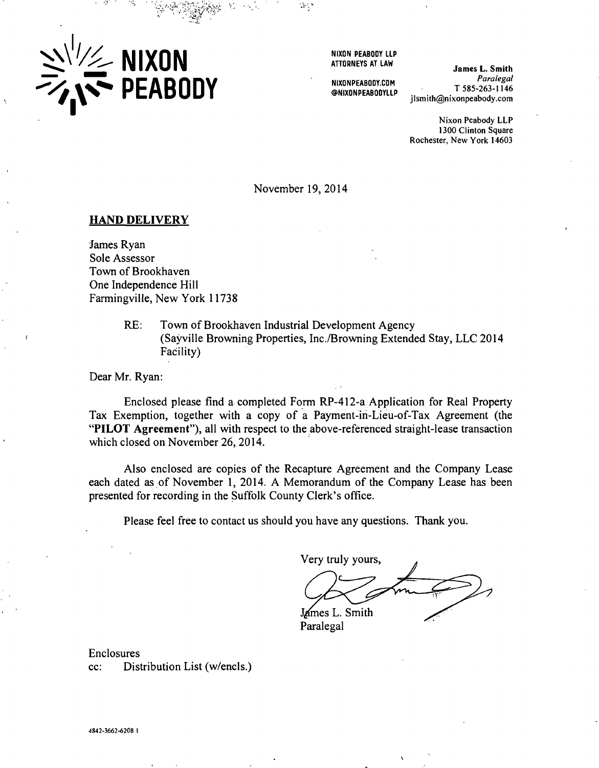**NIXON PEABODY**

NIXON PEABODY LLP
ATTORNEYS AT LAW

NIXONPEABODY.COM
@NIXONPEABODYLLP

**James L. Smith**
*Paralegal*
T 585-263-1146
jlsmith@nixonpeabody.com

Nixon Peabody LLP
1300 Clinton Square
Rochester, New York 14603

November 19, 2014

**HAND DELIVERY**

James Ryan
Sole Assessor
Town of Brookhaven
One Independence Hill
Farmingville, New York 11738

RE: Town of Brookhaven Industrial Development Agency (Sayville Browning Properties, Inc./Browning Extended Stay, LLC 2014 Facility)

Dear Mr. Ryan:

Enclosed please find a completed Form RP-412-a Application for Real Property Tax Exemption, together with a copy of a Payment-in-Lieu-of-Tax Agreement (the "**PILOT Agreement**"), all with respect to the above-referenced straight-lease transaction which closed on November 26, 2014.

Also enclosed are copies of the Recapture Agreement and the Company Lease each dated as of November 1, 2014. A Memorandum of the Company Lease has been presented for recording in the Suffolk County Clerk's office.

Please feel free to contact us should you have any questions. Thank you.

Very truly yours,

James L. Smith
Paralegal

Enclosures
cc: Distribution List (w/encls.)

4842-3662-6208 1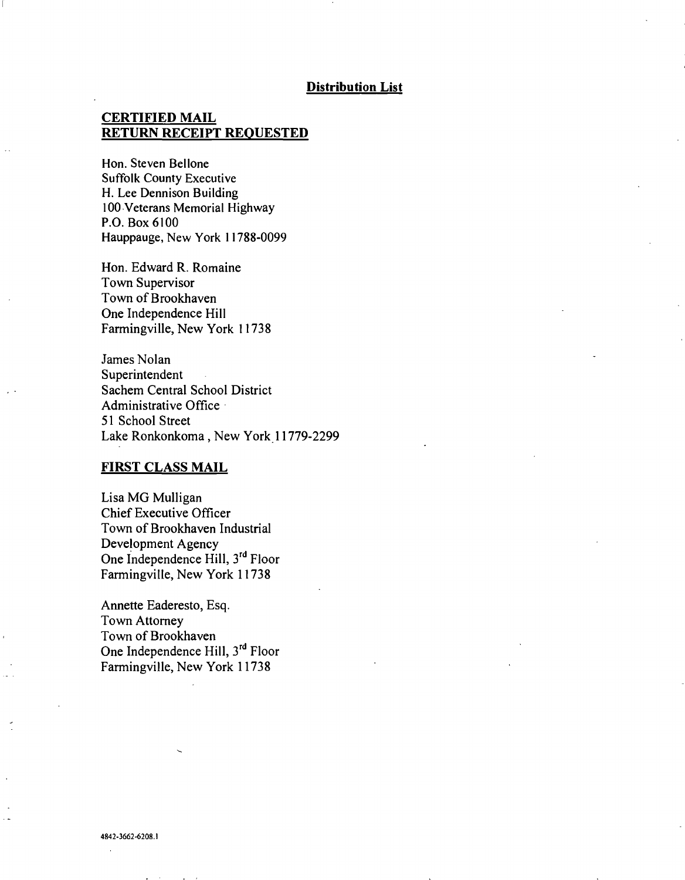**Distribution List**

**CERTIFIED MAIL**
**RETURN RECEIPT REQUESTED**

Hon. Steven Bellone
Suffolk County Executive
H. Lee Dennison Building
100 Veterans Memorial Highway
P.O. Box 6100
Hauppauge, New York 11788-0099

Hon. Edward R. Romaine
Town Supervisor
Town of Brookhaven
One Independence Hill
Farmingville, New York 11738

James Nolan
Superintendent
Sachem Central School District
Administrative Office
51 School Street
Lake Ronkonkoma, New York 11779-2299

**FIRST CLASS MAIL**

Lisa MG Mulligan
Chief Executive Officer
Town of Brookhaven Industrial
Development Agency
One Independence Hill, 3rd Floor
Farmingville, New York 11738

Annette Eaderesto, Esq.
Town Attorney
Town of Brookhaven
One Independence Hill, 3rd Floor
Farmingville, New York 11738

4842-3662-6208.1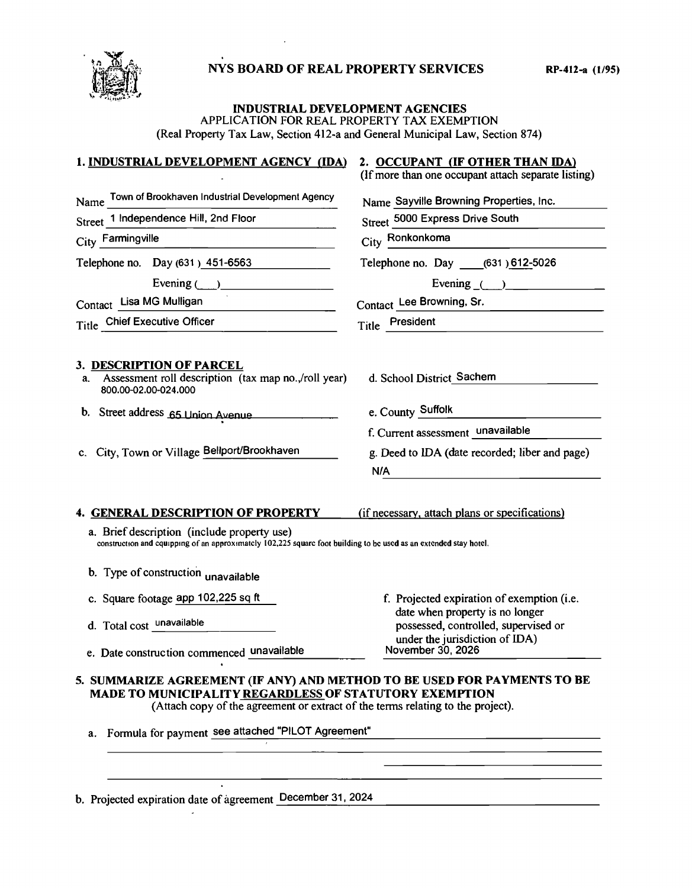NYS BOARD OF REAL PROPERTY SERVICES RP-412-a (1/95)

## INDUSTRIAL DEVELOPMENT AGENCIES

APPLICATION FOR REAL PROPERTY TAX EXEMPTION
(Real Property Tax Law, Section 412-a and General Municipal Law, Section 874)

### 1. INDUSTRIAL DEVELOPMENT AGENCY (IDA)

Name: Town of Brookhaven Industrial Development Agency

Street: 1 Independence Hill, 2nd Floor

City: Farmingville

Telephone no. Day (631) 451-6563

Evening ( )

Contact: Lisa MG Mulligan

Title: Chief Executive Officer

### 2. OCCUPANT (IF OTHER THAN IDA)

(If more than one occupant attach separate listing)

Name: Sayville Browning Properties, Inc.

Street: 5000 Express Drive South

City: Ronkonkoma

Telephone no. Day (631) 612-5026

Evening ( )

Contact: Lee Browning, Sr.

Title: President

### 3. DESCRIPTION OF PARCEL

a. Assessment roll description (tax map no./roll year) 800.00-02.00-024.000

b. Street address 65 Union Avenue

c. City, Town or Village Bellport/Brookhaven

d. School District Sachem

e. County Suffolk

f. Current assessment unavailable

g. Deed to IDA (date recorded; liber and page) N/A

### 4. GENERAL DESCRIPTION OF PROPERTY (if necessary, attach plans or specifications)

a. Brief description (include property use) construction and equipping of an approximately 102,225 square foot building to be used as an extended stay hotel.

b. Type of construction unavailable

c. Square footage app 102,225 sq ft

d. Total cost unavailable

e. Date construction commenced unavailable

f. Projected expiration of exemption (i.e. date when property is no longer possessed, controlled, supervised or under the jurisdiction of IDA) November 30, 2026

### 5. SUMMARIZE AGREEMENT (IF ANY) AND METHOD TO BE USED FOR PAYMENTS TO BE MADE TO MUNICIPALITY REGARDLESS OF STATUTORY EXEMPTION

(Attach copy of the agreement or extract of the terms relating to the project).

a. Formula for payment see attached "PILOT Agreement"

b. Projected expiration date of agreement December 31, 2024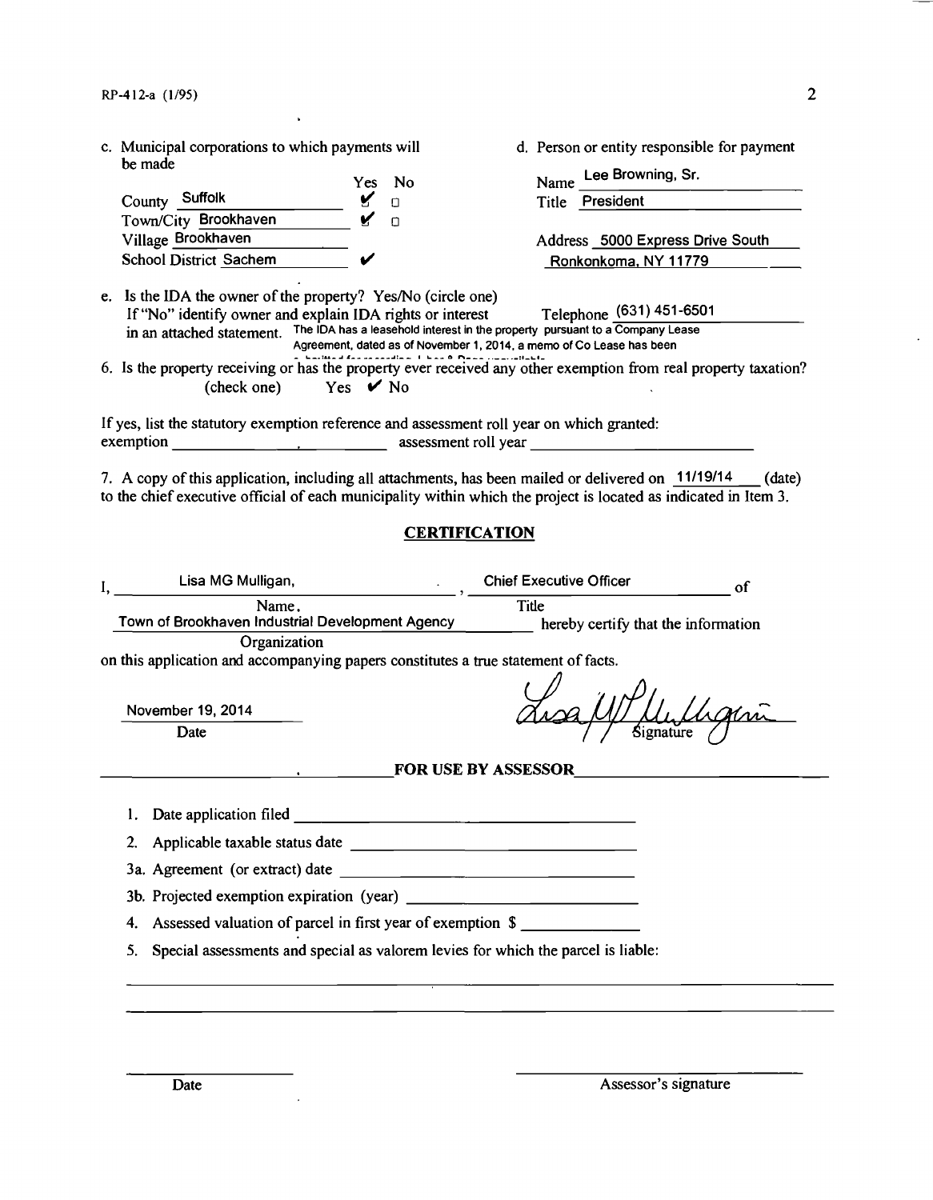RP-412-a (1/95)

c. Municipal corporations to which payments will be made

| | Yes | No |
|---|---|---|
| County Suffolk | ✔ | ☐ |
| Town/City Brookhaven | ✔ | ☐ |
| Village Brookhaven | | |
| School District Sachem | ✔ | |

d. Person or entity responsible for payment

Name Lee Browning, Sr.

Title President

Address 5000 Express Drive South
Ronkonkoma, NY 11779

Telephone (631) 451-6501

e. Is the IDA the owner of the property? Yes/No (circle one)
If "No" identify owner and explain IDA rights or interest in an attached statement. The IDA has a leasehold interest in the property pursuant to a Company Lease Agreement, dated as of November 1, 2014, a memo of Co Lease has been submitted for recording. Lease & Docs available

6. Is the property receiving or has the property ever received any other exemption from real property taxation? (check one) Yes ✔ No

If yes, list the statutory exemption reference and assessment roll year on which granted:
exemption ______________ , ______________ assessment roll year ______________

7. A copy of this application, including all attachments, has been mailed or delivered on 11/19/14 (date) to the chief executive official of each municipality within which the project is located as indicated in Item 3.

## CERTIFICATION

I, Lisa MG Mulligan, (Name), Chief Executive Officer (Title) of Town of Brookhaven Industrial Development Agency (Organization) hereby certify that the information on this application and accompanying papers constitutes a true statement of facts.

November 19, 2014
Date

[Signature]
Signature

## FOR USE BY ASSESSOR

1. Date application filed ______________
2. Applicable taxable status date ______________
3a. Agreement (or extract) date ______________
3b. Projected exemption expiration (year) ______________
4. Assessed valuation of parcel in first year of exemption $ ______________
5. Special assessments and special as valorem levies for which the parcel is liable:

______________

______________

Date ______________ Assessor's signature ______________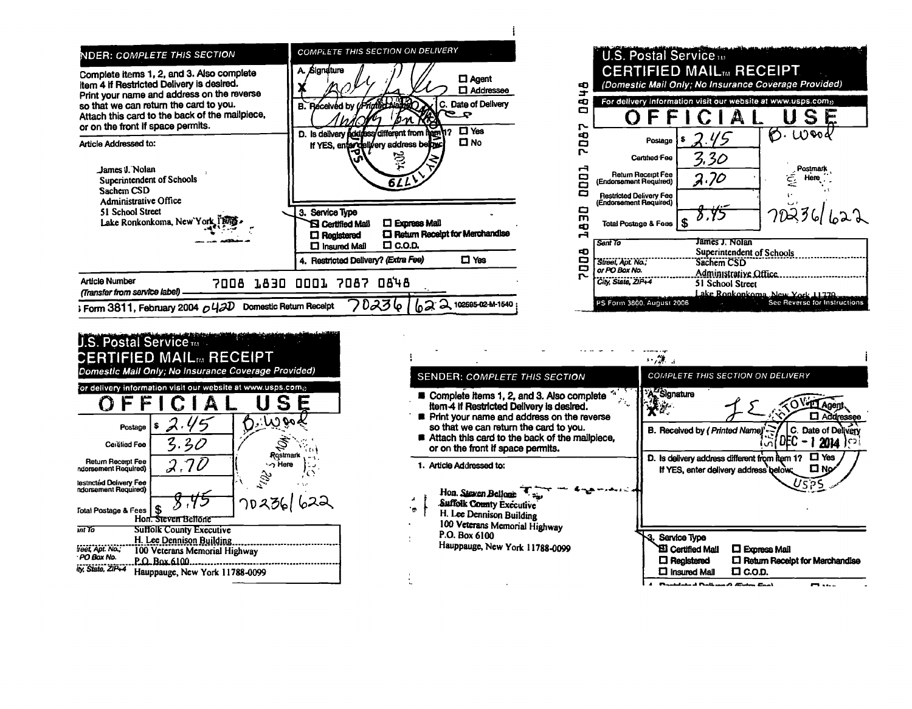## SENDER: COMPLETE THIS SECTION

Complete items 1, 2, and 3. Also complete item 4 if Restricted Delivery is desired.
Print your name and address on the reverse so that we can return the card to you.
Attach this card to the back of the mailpiece, or on the front if space permits.

Article Addressed to:

James J. Nolan
Superintendent of Schools
Sachem CSD
Administrative Office
51 School Street
Lake Ronkonkoma, New York 11779

## COMPLETE THIS SECTION ON DELIVERY

A. Signature
☐ Agent
☐ Addressee

B. Received by (Printed Name) C. Date of Delivery

D. Is delivery address different from item 1? ☐ Yes
If YES, enter delivery address below: ☐ No

3. Service Type
☒ Certified Mail ☐ Express Mail
☐ Registered ☐ Return Receipt for Merchandise
☐ Insured Mail ☐ C.O.D.

4. Restricted Delivery? (Extra Fee) ☐ Yes

Article Number (Transfer from service label) 7008 1830 0001 7087 0848

Form 3811, February 2004 0420 Domestic Return Receipt 70236/622 102595-02-M-1540

---

## U.S. Postal Service™ CERTIFIED MAIL™ RECEIPT

(Domestic Mail Only; No Insurance Coverage Provided)

For delivery information visit our website at www.usps.com®

# OFFICIAL USE

| | |
|---|---|
| Postage | $ 2.45 |
| Certified Fee | 3.30 |
| Return Receipt Fee (Endorsement Required) | 2.70 |
| Restricted Delivery Fee (Endorsement Required) | |
| Total Postage & Fees | $ 8.45 |

B. Wood

Postmark Here

70236/622

7008 1830 0001 7087 0848

Sent To: James J. Nolan
Superintendent of Schools
Street, Apt. No.; or PO Box No.: Sachem CSD
Administrative Office
City, State, ZIP+4: 51 School Street
Lake Ronkonkoma, New York 11779

PS Form 3800, August 2006 See Reverse for Instructions

---

## U.S. Postal Service™ CERTIFIED MAIL™ RECEIPT

(Domestic Mail Only; No Insurance Coverage Provided)

For delivery information visit our website at www.usps.com®

# OFFICIAL USE

| | |
|---|---|
| Postage | $ 2.45 |
| Certified Fee | 3.30 |
| Return Receipt Fee (Endorsement Required) | 2.70 |
| Restricted Delivery Fee (Endorsement Required) | |
| Total Postage & Fees | $ 8.45 |

B. Wood

Postmark Here

70236/622

Sent To: Hon. Steven Bellone
Suffolk County Executive
H. Lee Dennison Building
Street, Apt. No.; or PO Box No.: 100 Veterans Memorial Highway
P.O. Box 6100
City, State, ZIP+4: Hauppauge, New York 11788-0099

---

## SENDER: COMPLETE THIS SECTION

- Complete items 1, 2, and 3. Also complete item 4 if Restricted Delivery is desired.
- Print your name and address on the reverse so that we can return the card to you.
- Attach this card to the back of the mailpiece, or on the front if space permits.

1. Article Addressed to:

Hon. Steven Bellone
Suffolk County Executive
H. Lee Dennison Building
100 Veterans Memorial Highway
P.O. Box 6100
Hauppauge, New York 11788-0099

## COMPLETE THIS SECTION ON DELIVERY

A. Signature
☐ Agent
☐ Addressee

B. Received by (Printed Name) C. Date of Delivery DEC - 1 2014

D. Is delivery address different from item 1? ☐ Yes
If YES, enter delivery address below: ☐ No

3. Service Type
☒ Certified Mail ☐ Express Mail
☐ Registered ☐ Return Receipt for Merchandise
☐ Insured Mail ☐ C.O.D.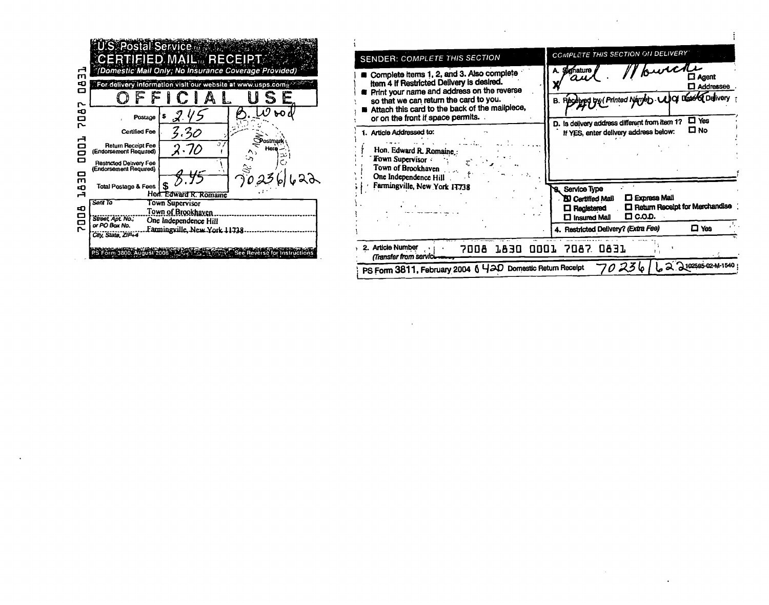## U.S. Postal Service
## CERTIFIED MAIL RECEIPT
*(Domestic Mail Only; No Insurance Coverage Provided)*

For delivery information visit our website at www.usps.com

# OFFICIAL USE

| | |
|---|---|
| Postage | $ 2.45 |
| Certified Fee | 3.30 |
| Return Receipt Fee (Endorsement Required) | 2.70 |
| Restricted Delivery Fee (Endorsement Required) | |
| Total Postage & Fees | $ 8.45 |

B. Wood

Postmark Here

70236/622

7008 1830 0001 7087 0831

Sent To: Hon. Edward R. Romaine, Town Supervisor, Town of Brookhaven

Street, Apt. No.; or PO Box No.: One Independence Hill

City, State, ZIP+4: Farmingville, New York 11738

PS Form 3800, August 2006 — See Reverse for Instructions

---

**SENDER: COMPLETE THIS SECTION**

- Complete items 1, 2, and 3. Also complete item 4 if Restricted Delivery is desired.
- Print your name and address on the reverse so that we can return the card to you.
- Attach this card to the back of the mailpiece, or on the front if space permits.

1. Article Addressed to:

Hon. Edward R. Romaine
Town Supervisor
Town of Brookhaven
One Independence Hill
Farmingville, New York 11738

**COMPLETE THIS SECTION ON DELIVERY**

A. Signature: X Paul . Mowicki ☐ Agent ☐ Addressee

B. Received by (Printed Name): PAUL MOWICKI C. Date of Delivery

D. Is delivery address different from item 1? ☐ Yes
If YES, enter delivery address below: ☐ No

3. Service Type
☒ Certified Mail ☐ Express Mail
☐ Registered ☐ Return Receipt for Merchandise
☐ Insured Mail ☐ C.O.D.

4. Restricted Delivery? (Extra Fee) ☐ Yes

2. Article Number (Transfer from service label): 7008 1830 0001 7087 0831

PS Form 3811, February 2004 6420 Domestic Return Receipt 70236/622 102595-02-M-1540